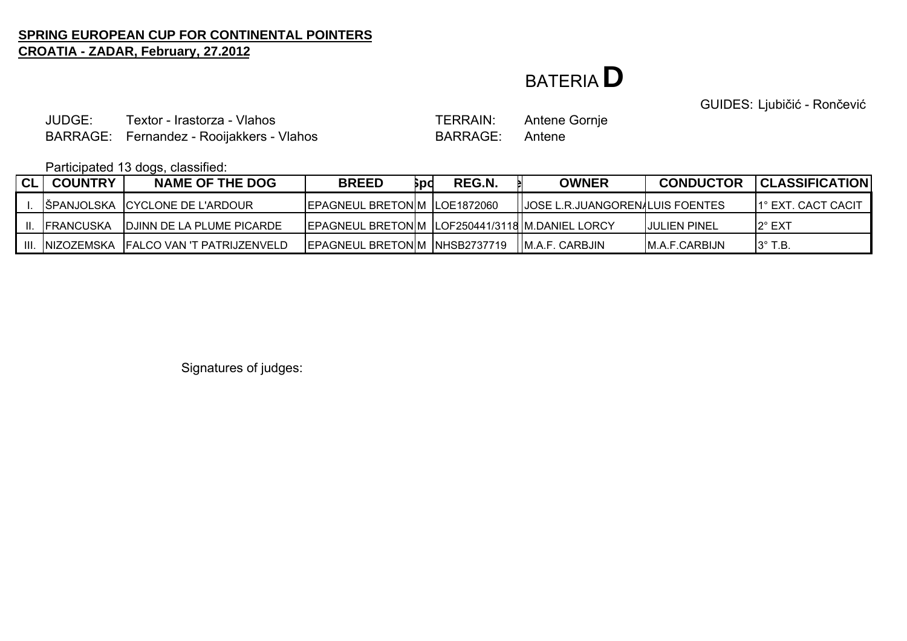**SPRING EUROPEAN CUP FOR CONTINENTAL POINTERS**
**CROATIA - ZADAR, February, 27.2012**

# BATERIA **D**

GUIDES: Ljubičić - Rončević

JUDGE: Textor - Irastorza - Vlahos

BARRAGE: Fernandez - Rooijakkers - Vlahos

TERRAIN: Antene Gornje

BARRAGE: Antene

Participated 13 dogs, classified:

| CL | COUNTRY | NAME OF THE DOG | BREED | Spo | REG.N. | | OWNER | CONDUCTOR | CLASSIFICATION |
|---|---|---|---|---|---|---|---|---|---|
| I. | ŠPANJOLSKA | CYCLONE DE L'ARDOUR | EPAGNEUL BRETON | M | LOE1872060 | | JOSE L.R.JUANGOREN | LUIS FOENTES | 1° EXT. CACT CACIT |
| II. | FRANCUSKA | DJINN DE LA PLUME PICARDE | EPAGNEUL BRETON | M | LOF250441/3118 | | M.DANIEL LORCY | JULIEN PINEL | 2° EXT |
| III. | NIZOZEMSKA | FALCO VAN 'T PATRIJZENVELD | EPAGNEUL BRETON | M | NHSB2737719 | | M.A.F. CARBJIN | M.A.F.CARBIJN | 3° T.B. |

Signatures of judges: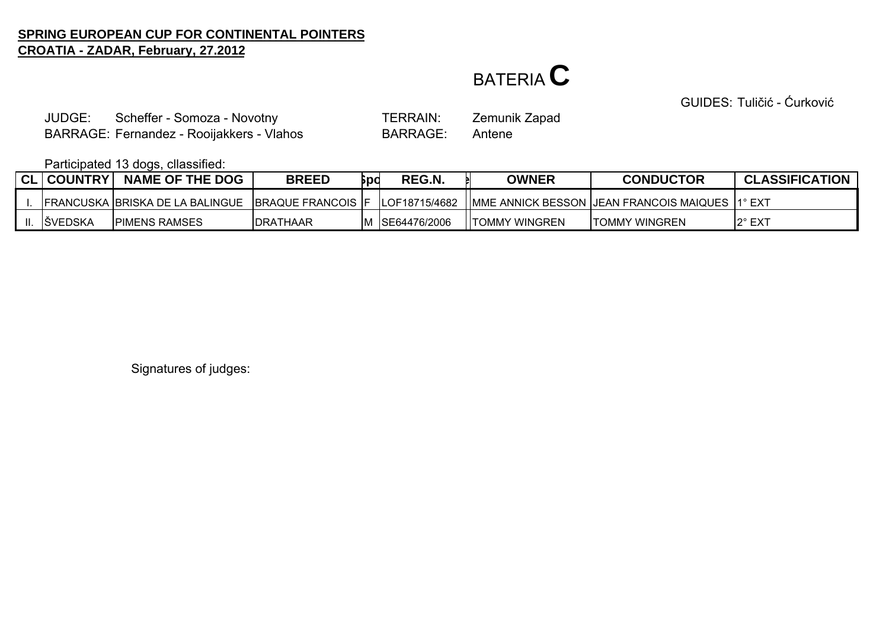**SPRING EUROPEAN CUP FOR CONTINENTAL POINTERS**
**CROATIA - ZADAR, February, 27.2012**

# BATERIA C

GUIDES: Tuličić - Ćurković

JUDGE: Scheffer - Somoza - Novotny
BARRAGE: Fernandez - Rooijakkers - Vlahos

TERRAIN: Zemunik Zapad
BARRAGE: Antene

Participated 13 dogs, cllassified:

| CL | COUNTRY | NAME OF THE DOG | BREED | Spo | REG.N. | e | OWNER | CONDUCTOR | CLASSIFICATION |
|---|---|---|---|---|---|---|---|---|---|
| I. | FRANCUSKA | BRISKA DE LA BALINGUE | BRAQUE FRANCOIS | F | LOF18715/4682 | | MME ANNICK BESSON | JEAN FRANCOIS MAIQUES | 1° EXT |
| II. | ŠVEDSKA | PIMENS RAMSES | DRATHAAR | M | SE64476/2006 | | TOMMY WINGREN | TOMMY WINGREN | 2° EXT |

Signatures of judges: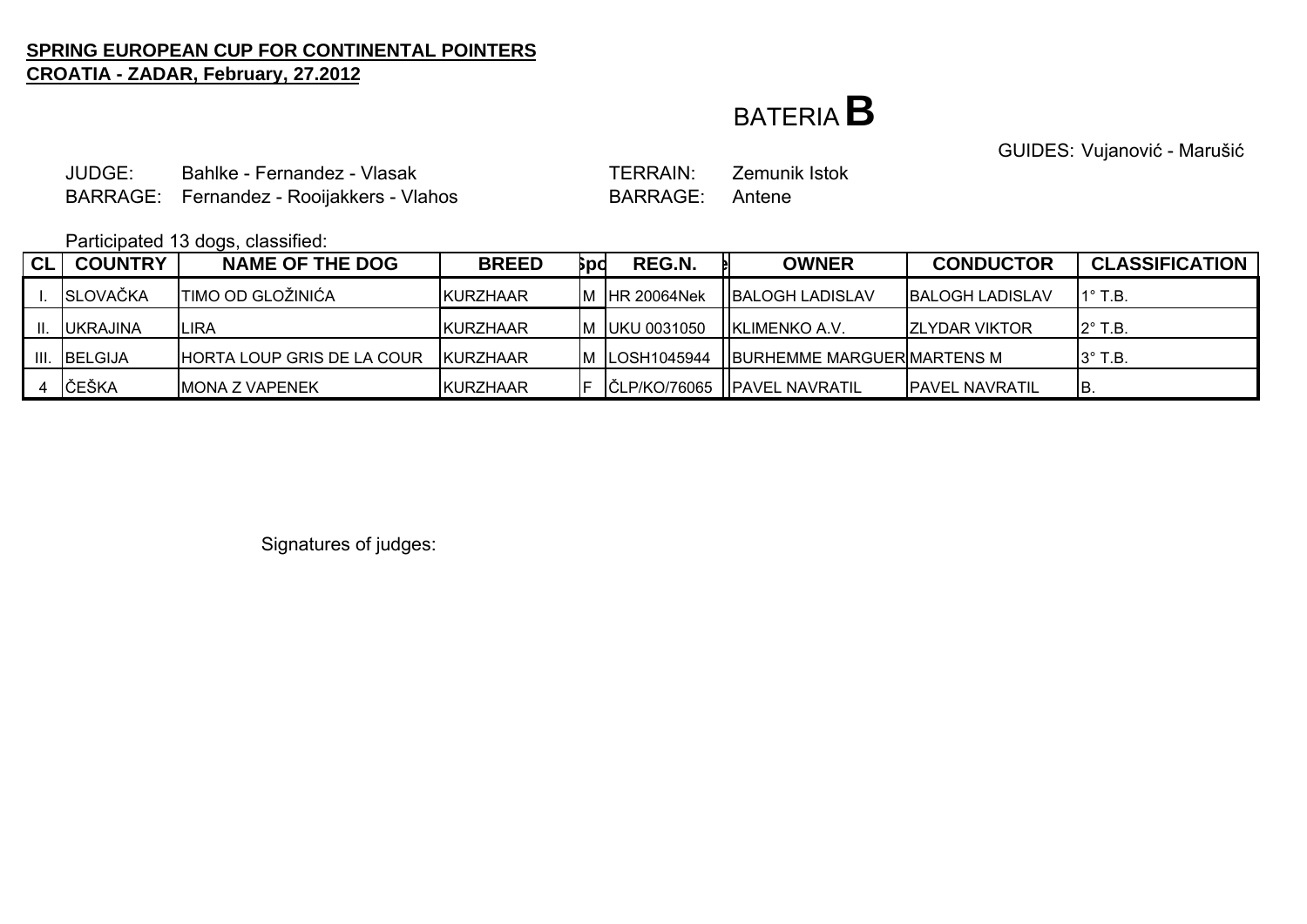**SPRING EUROPEAN CUP FOR CONTINENTAL POINTERS**
**CROATIA - ZADAR, February, 27.2012**

# BATERIA **B**

GUIDES: Vujanović - Marušić

JUDGE: Bahlke - Fernandez - Vlasak
BARRAGE: Fernandez - Rooijakkers - Vlahos

TERRAIN: Zemunik Istok
BARRAGE: Antene

Participated 13 dogs, classified:

| CL | COUNTRY | NAME OF THE DOG | BREED | Spo | REG.N. | OWNER | CONDUCTOR | CLASSIFICATION |
|---|---|---|---|---|---|---|---|---|
| I. | SLOVAČKA | TIMO OD GLOŽINIĆA | KURZHAAR | M | HR 20064Nek | BALOGH LADISLAV | BALOGH LADISLAV | 1° T.B. |
| II. | UKRAJINA | LIRA | KURZHAAR | M | UKU 0031050 | KLIMENKO A.V. | ZLYDAR VIKTOR | 2° T.B. |
| III. | BELGIJA | HORTA LOUP GRIS DE LA COUR | KURZHAAR | M | LOSH1045944 | BURHEMME MARGUER | MARTENS M | 3° T.B. |
| 4 | ČEŠKA | MONA Z VAPENEK | KURZHAAR | F | ČLP/KO/76065 | PAVEL NAVRATIL | PAVEL NAVRATIL | B. |

Signatures of judges: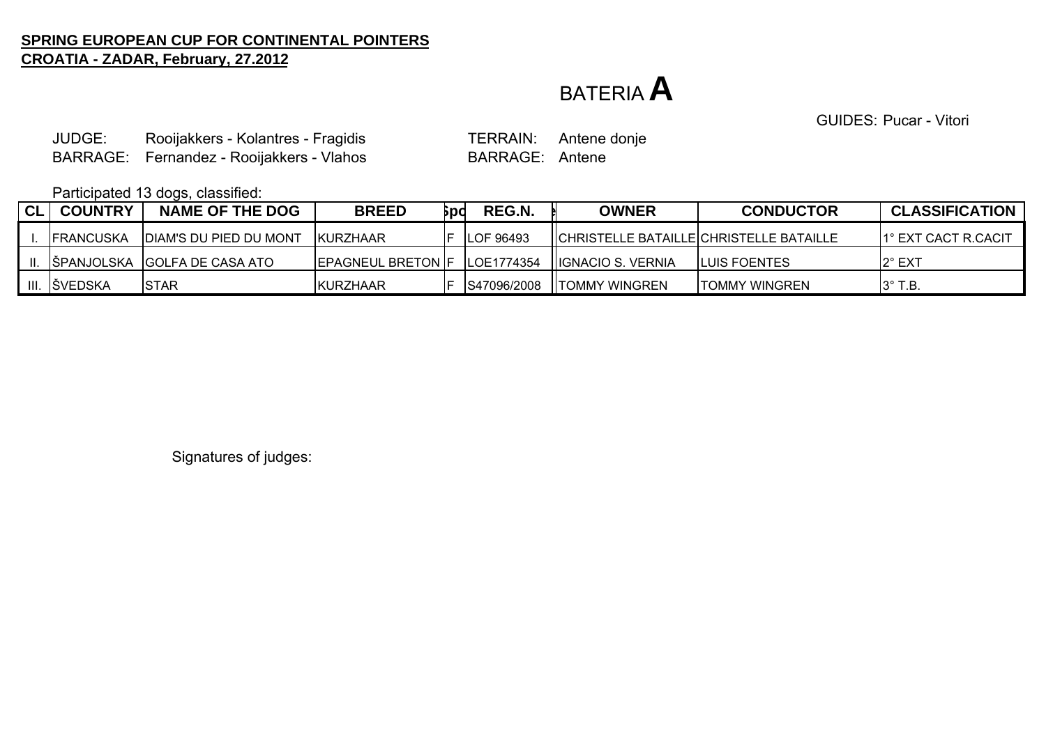**SPRING EUROPEAN CUP FOR CONTINENTAL POINTERS**
**CROATIA - ZADAR, February, 27.2012**

# BATERIA **A**

GUIDES: Pucar - Vitori

JUDGE: Rooijakkers - Kolantres - Fragidis
BARRAGE: Fernandez - Rooijakkers - Vlahos

TERRAIN: Antene donje
BARRAGE: Antene

Participated 13 dogs, classified:

| CL | COUNTRY | NAME OF THE DOG | BREED | Spo | REG.N. | OWNER | CONDUCTOR | CLASSIFICATION |
|---|---|---|---|---|---|---|---|---|
| I. | FRANCUSKA | DIAM'S DU PIED DU MONT | KURZHAAR | F | LOF 96493 | CHRISTELLE BATAILLE | CHRISTELLE BATAILLE | 1° EXT CACT R.CACIT |
| II. | ŠPANJOLSKA | GOLFA DE CASA ATO | EPAGNEUL BRETON | F | LOE1774354 | IGNACIO S. VERNIA | LUIS FOENTES | 2° EXT |
| III. | ŠVEDSKA | STAR | KURZHAAR | F | S47096/2008 | TOMMY WINGREN | TOMMY WINGREN | 3° T.B. |

Signatures of judges: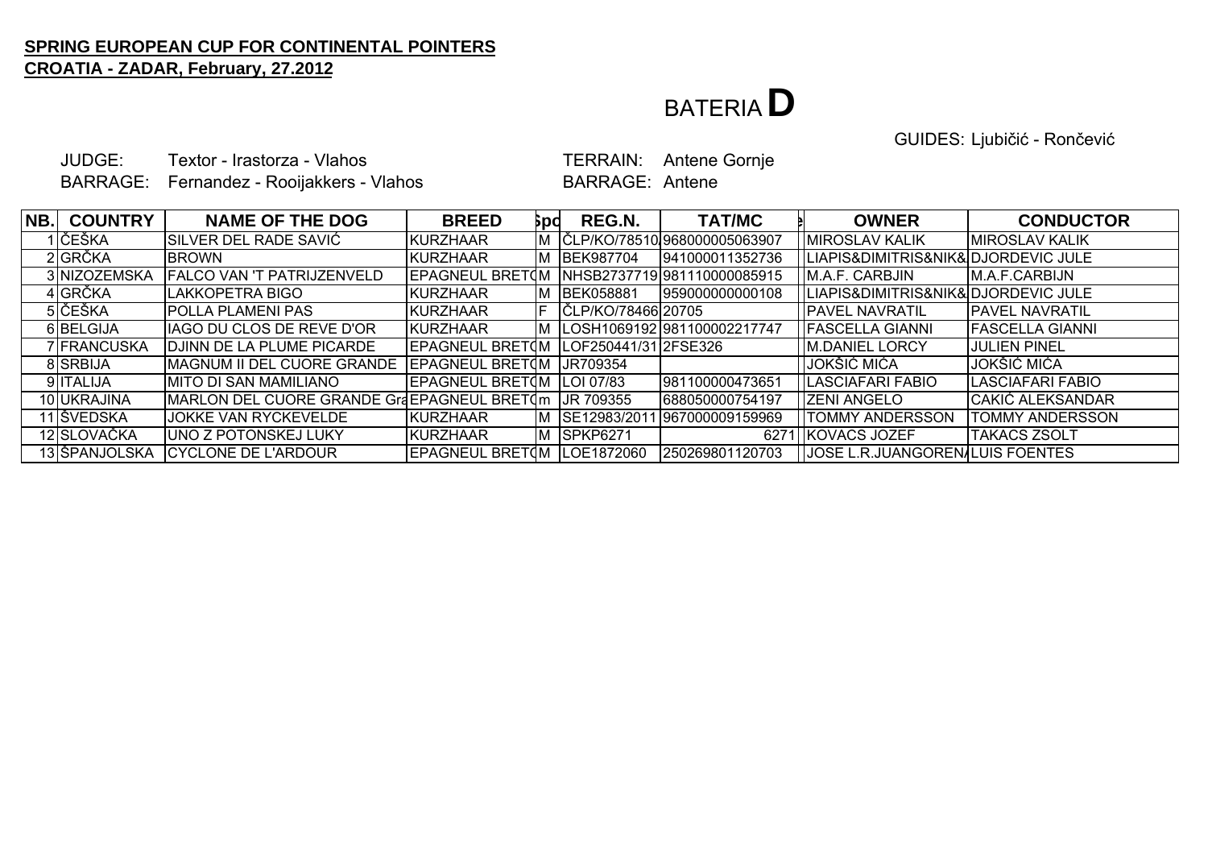**SPRING EUROPEAN CUP FOR CONTINENTAL POINTERS**
**CROATIA - ZADAR, February, 27.2012**

# BATERIA D

GUIDES: Ljubičić - Rončević

JUDGE: Textor - Irastorza - Vlahos

BARRAGE: Fernandez - Rooijakkers - Vlahos

TERRAIN: Antene Gornje

BARRAGE: Antene

| NB. | COUNTRY | NAME OF THE DOG | BREED | Spo | REG.N. | TAT/MC | e | OWNER | CONDUCTOR |
|---|---|---|---|---|---|---|---|---|---|
| 1 | ČEŠKA | SILVER DEL RADE SAVIĆ | KURZHAAR | M | ČLP/KO/78510 | 968000005063907 | | MIROSLAV KALIK | MIROSLAV KALIK |
| 2 | GRČKA | BROWN | KURZHAAR | M | BEK987704 | 941000011352736 | | LIAPIS&DIMITRIS&NIK& | DJORDEVIC JULE |
| 3 | NIZOZEMSKA | FALCO VAN 'T PATRIJZENVELD | EPAGNEUL BRET( | M | NHSB2737719 | 981110000085915 | | M.A.F. CARBJIN | M.A.F.CARBIJN |
| 4 | GRČKA | LAKKOPETRA BIGO | KURZHAAR | M | BEK058881 | 959000000000108 | | LIAPIS&DIMITRIS&NIK& | DJORDEVIC JULE |
| 5 | ČEŠKA | POLLA PLAMENI PAS | KURZHAAR | F | ČLP/KO/78466 | 20705 | | PAVEL NAVRATIL | PAVEL NAVRATIL |
| 6 | BELGIJA | IAGO DU CLOS DE REVE D'OR | KURZHAAR | M | LOSH1069192 | 981100002217747 | | FASCELLA GIANNI | FASCELLA GIANNI |
| 7 | FRANCUSKA | DJINN DE LA PLUME PICARDE | EPAGNEUL BRET( | M | LOF250441/31 | 2FSE326 | | M.DANIEL LORCY | JULIEN PINEL |
| 8 | SRBIJA | MAGNUM II DEL CUORE GRANDE | EPAGNEUL BRET( | M | JR709354 | | | JOKŠIĆ MIĆA | JOKŠIĆ MIĆA |
| 9 | ITALIJA | MITO DI SAN MAMILIANO | EPAGNEUL BRET( | M | LOI 07/83 | 981100000473651 | | LASCIAFARI FABIO | LASCIAFARI FABIO |
| 10 | UKRAJINA | MARLON DEL CUORE GRANDE Gra | EPAGNEUL BRET( | m | JR 709355 | 688050000754197 | | ZENI ANGELO | CAKIĆ ALEKSANDAR |
| 11 | ŠVEDSKA | JOKKE VAN RYCKEVELDE | KURZHAAR | M | SE12983/2011 | 967000009159969 | | TOMMY ANDERSSON | TOMMY ANDERSSON |
| 12 | SLOVAČKA | UNO Z POTONSKEJ LUKY | KURZHAAR | M | SPKP6271 | 6271 | | KOVACS JOZEF | TAKACS ZSOLT |
| 13 | ŠPANJOLSKA | CYCLONE DE L'ARDOUR | EPAGNEUL BRET( | M | LOE1872060 | 250269801120703 | | JOSE L.R.JUANGOREN/ | LUIS FOENTES |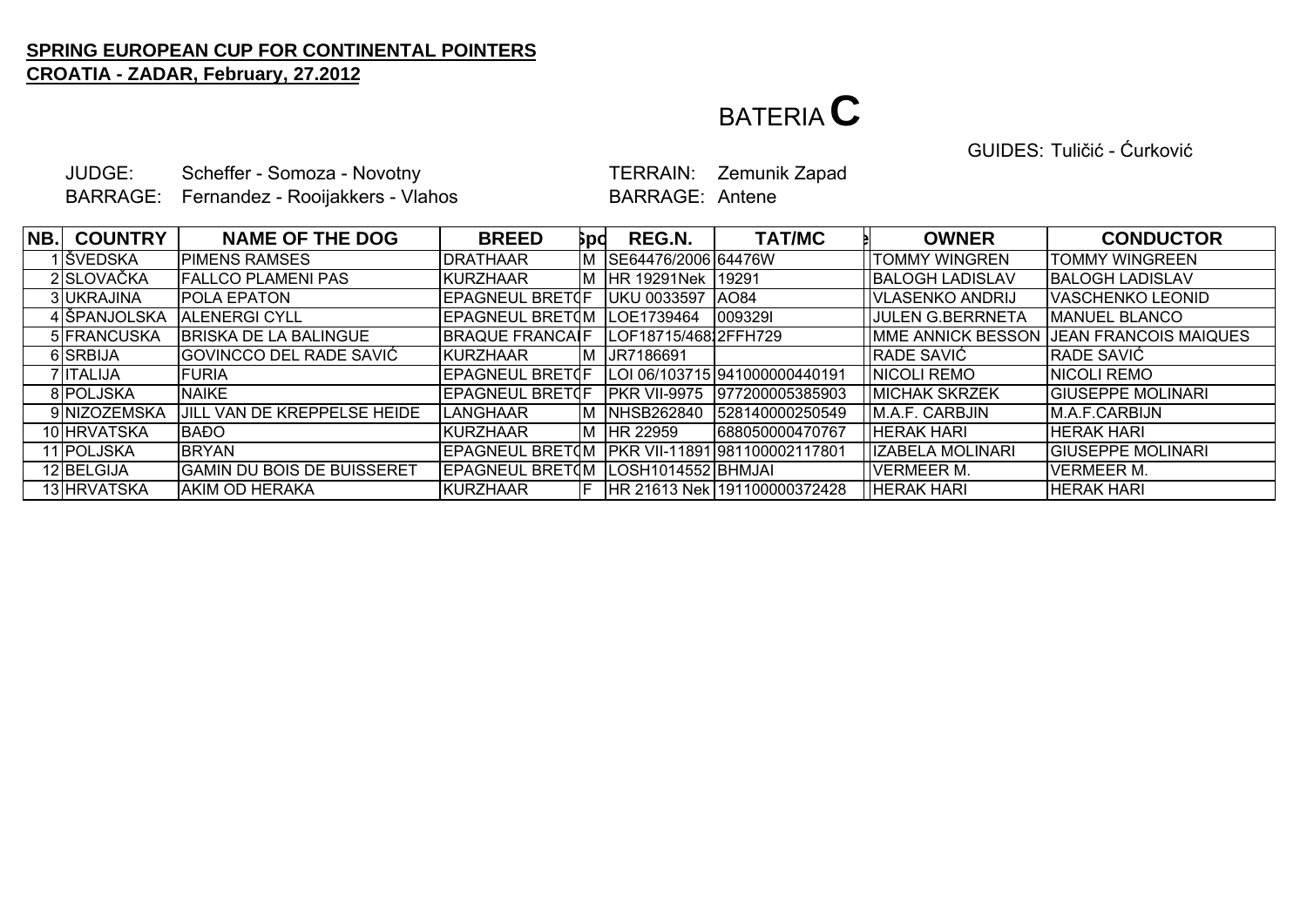**SPRING EUROPEAN CUP FOR CONTINENTAL POINTERS**
**CROATIA - ZADAR, February, 27.2012**

# BATERIA **C**

GUIDES: Tuličić - Ćurković

JUDGE: Scheffer - Somoza - Novotny
BARRAGE: Fernandez - Rooijakkers - Vlahos

TERRAIN: Zemunik Zapad
BARRAGE: Antene

| NB. | COUNTRY | NAME OF THE DOG | BREED | Spo | REG.N. | TAT/MC | e | OWNER | CONDUCTOR |
|---|---|---|---|---|---|---|---|---|---|
| 1 | ŠVEDSKA | PIMENS RAMSES | DRATHAAR | M | SE64476/2006 | 64476W | | TOMMY WINGREN | TOMMY WINGREEN |
| 2 | SLOVAČKA | FALLCO PLAMENI PAS | KURZHAAR | M | HR 19291Nek | 19291 | | BALOGH LADISLAV | BALOGH LADISLAV |
| 3 | UKRAJINA | POLA EPATON | EPAGNEUL BRETO | F | UKU 0033597 | AO84 | | VLASENKO ANDRIJ | VASCHENKO LEONID |
| 4 | ŠPANJOLSKA | ALENERGI CYLL | EPAGNEUL BRETO | M | LOE1739464 | 009329I | | JULEN G.BERRNETA | MANUEL BLANCO |
| 5 | FRANCUSKA | BRISKA DE LA BALINGUE | BRAQUE FRANCAI | F | LOF18715/468 | 2FFH729 | | MME ANNICK BESSON | JEAN FRANCOIS MAIQUES |
| 6 | SRBIJA | GOVINCCO DEL RADE SAVIĆ | KURZHAAR | M | JR7186691 | | | RADE SAVIĆ | RADE SAVIĆ |
| 7 | ITALIJA | FURIA | EPAGNEUL BRETO | F | LOI 06/103715 | 941000000440191 | | NICOLI REMO | NICOLI REMO |
| 8 | POLJSKA | NAIKE | EPAGNEUL BRETO | F | PKR VII-9975 | 977200005385903 | | MICHAK SKRZEK | GIUSEPPE MOLINARI |
| 9 | NIZOZEMSKA | JILL VAN DE KREPPELSE HEIDE | LANGHAAR | M | NHSB262840 | 528140000250549 | | M.A.F. CARBJIN | M.A.F.CARBIJN |
| 10 | HRVATSKA | BAĐO | KURZHAAR | M | HR 22959 | 688050000470767 | | HERAK HARI | HERAK HARI |
| 11 | POLJSKA | BRYAN | EPAGNEUL BRETO | M | PKR VII-11891 | 981100002117801 | | IZABELA MOLINARI | GIUSEPPE MOLINARI |
| 12 | BELGIJA | GAMIN DU BOIS DE BUISSERET | EPAGNEUL BRETO | M | LOSH1014552 | BHMJAI | | VERMEER M. | VERMEER M. |
| 13 | HRVATSKA | AKIM OD HERAKA | KURZHAAR | F | HR 21613 Nek | 191100000372428 | | HERAK HARI | HERAK HARI |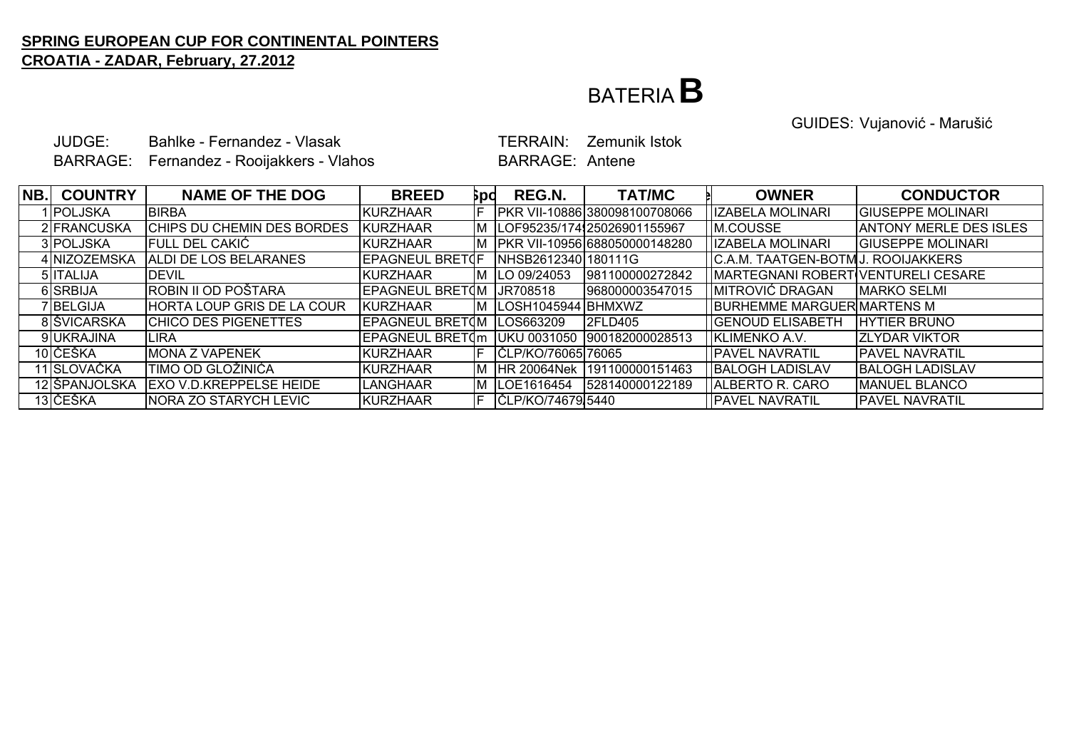**SPRING EUROPEAN CUP FOR CONTINENTAL POINTERS**
**CROATIA - ZADAR, February, 27.2012**

# BATERIA **B**

GUIDES: Vujanović - Marušić

JUDGE: Bahlke - Fernandez - Vlasak
BARRAGE: Fernandez - Rooijakkers - Vlahos

TERRAIN: Zemunik Istok
BARRAGE: Antene

| NB. | COUNTRY | NAME OF THE DOG | BREED | Spo | REG.N. | TAT/MC | | OWNER | CONDUCTOR |
|---|---|---|---|---|---|---|---|---|---|
| 1 | POLJSKA | BIRBA | KURZHAAR | F | PKR VII-10886 | 380098100708066 | | IZABELA MOLINARI | GIUSEPPE MOLINARI |
| 2 | FRANCUSKA | CHIPS DU CHEMIN DES BORDES | KURZHAAR | M | LOF95235/174 | 25026901155967 | | M.COUSSE | ANTONY MERLE DES ISLES |
| 3 | POLJSKA | FULL DEL CAKIĆ | KURZHAAR | M | PKR VII-10956 | 688050000148280 | | IZABELA MOLINARI | GIUSEPPE MOLINARI |
| 4 | NIZOZEMSKA | ALDI DE LOS BELARANES | EPAGNEUL BRETO | F | NHSB2612340 | 180111G | | C.A.M. TAATGEN-BOTM | J. ROOIJAKKERS |
| 5 | ITALIJA | DEVIL | KURZHAAR | M | LO 09/24053 | 981100000272842 | | MARTEGNANI ROBERTO | VENTURELI CESARE |
| 6 | SRBIJA | ROBIN II OD POŠTARA | EPAGNEUL BRETO | M | JR708518 | 968000003547015 | | MITROVIĆ DRAGAN | MARKO SELMI |
| 7 | BELGIJA | HORTA LOUP GRIS DE LA COUR | KURZHAAR | M | LOSH1045944 | BHMXWZ | | BURHEMME MARGUER | MARTENS M |
| 8 | ŠVICARSKA | CHICO DES PIGENETTES | EPAGNEUL BRETO | M | LOS663209 | 2FLD405 | | GENOUD ELISABETH | HYTIER BRUNO |
| 9 | UKRAJINA | LIRA | EPAGNEUL BRETO | m | UKU 0031050 | 900182000028513 | | KLIMENKO A.V. | ZLYDAR VIKTOR |
| 10 | ČEŠKA | MONA Z VAPENEK | KURZHAAR | F | ČLP/KO/76065 | 76065 | | PAVEL NAVRATIL | PAVEL NAVRATIL |
| 11 | SLOVAČKA | TIMO OD GLOŽINIĆA | KURZHAAR | M | HR 20064Nek | 191100000151463 | | BALOGH LADISLAV | BALOGH LADISLAV |
| 12 | ŠPANJOLSKA | EXO V.D.KREPPELSE HEIDE | LANGHAAR | M | LOE1616454 | 528140000122189 | | ALBERTO R. CARO | MANUEL BLANCO |
| 13 | ČEŠKA | NORA ZO STARYCH LEVIC | KURZHAAR | F | ČLP/KO/74679 | 5440 | | PAVEL NAVRATIL | PAVEL NAVRATIL |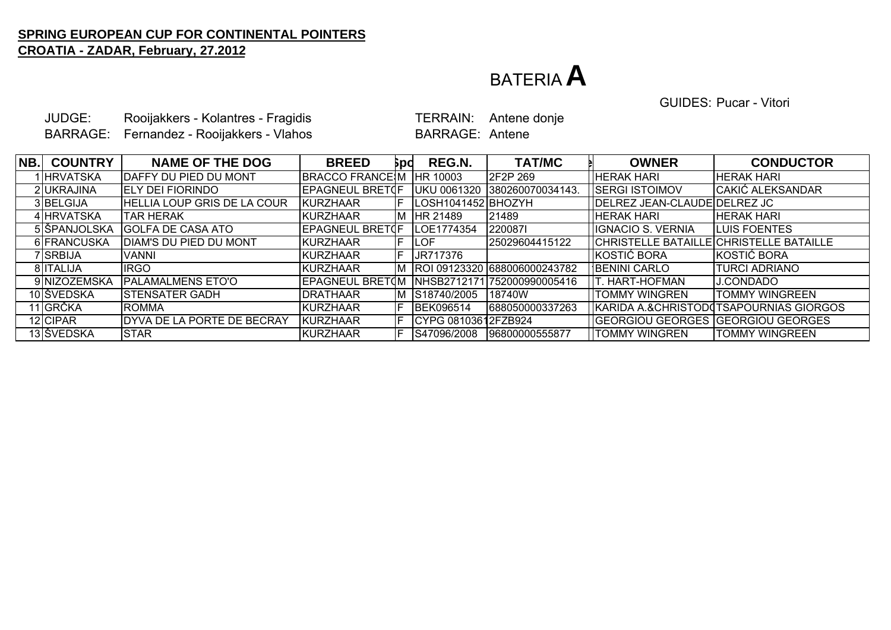**SPRING EUROPEAN CUP FOR CONTINENTAL POINTERS**
**CROATIA - ZADAR, February, 27.2012**

# BATERIA **A**

GUIDES: Pucar - Vitori

JUDGE: Rooijakkers - Kolantres - Fragidis
BARRAGE: Fernandez - Rooijakkers - Vlahos

TERRAIN: Antene donje
BARRAGE: Antene

| NB. | COUNTRY | NAME OF THE DOG | BREED | Spo | REG.N. | TAT/MC | | OWNER | CONDUCTOR |
|---|---|---|---|---|---|---|---|---|---|
| 1 | HRVATSKA | DAFFY DU PIED DU MONT | BRACCO FRANCE | M | HR 10003 | 2F2P 269 | | HERAK HARI | HERAK HARI |
| 2 | UKRAJINA | ELY DEI FIORINDO | EPAGNEUL BRETO | F | UKU 0061320 | 380260070034143. | | SERGI ISTOIMOV | CAKIĆ ALEKSANDAR |
| 3 | BELGIJA | HELLIA LOUP GRIS DE LA COUR | KURZHAAR | F | LOSH1041452 | BHOZYH | | DELREZ JEAN-CLAUDE | DELREZ JC |
| 4 | HRVATSKA | TAR HERAK | KURZHAAR | M | HR 21489 | 21489 | | HERAK HARI | HERAK HARI |
| 5 | ŠPANJOLSKA | GOLFA DE CASA ATO | EPAGNEUL BRETO | F | LOE1774354 | 220087I | | IGNACIO S. VERNIA | LUIS FOENTES |
| 6 | FRANCUSKA | DIAM'S DU PIED DU MONT | KURZHAAR | F | LOF | 25029604415122 | | CHRISTELLE BATAILLE | CHRISTELLE BATAILLE |
| 7 | SRBIJA | VANNI | KURZHAAR | F | JR717376 | | | KOSTIĆ BORA | KOSTIĆ BORA |
| 8 | ITALIJA | IRGO | KURZHAAR | M | ROI 09123320 | 688006000243782 | | BENINI CARLO | TURCI ADRIANO |
| 9 | NIZOZEMSKA | PALAMALMENS ETO'O | EPAGNEUL BRETO | M | NHSB2712171 | 752000990005416 | | T. HART-HOFMAN | J.CONDADO |
| 10 | ŠVEDSKA | STENSATER GADH | DRATHAAR | M | S18740/2005 | 18740W | | TOMMY WINGREN | TOMMY WINGREEN |
| 11 | GRČKA | ROMMA | KURZHAAR | F | BEK096514 | 688050000337263 | | KARIDA A.&CHRISTODO | TSAPOURNIAS GIORGOS |
| 12 | CIPAR | DYVA DE LA PORTE DE BECRAY | KURZHAAR | F | CYPG 08103612 | FZB924 | | GEORGIOU GEORGES | GEORGIOU GEORGES |
| 13 | ŠVEDSKA | STAR | KURZHAAR | F | S47096/2008 | 96800000555877 | | TOMMY WINGREN | TOMMY WINGREEN |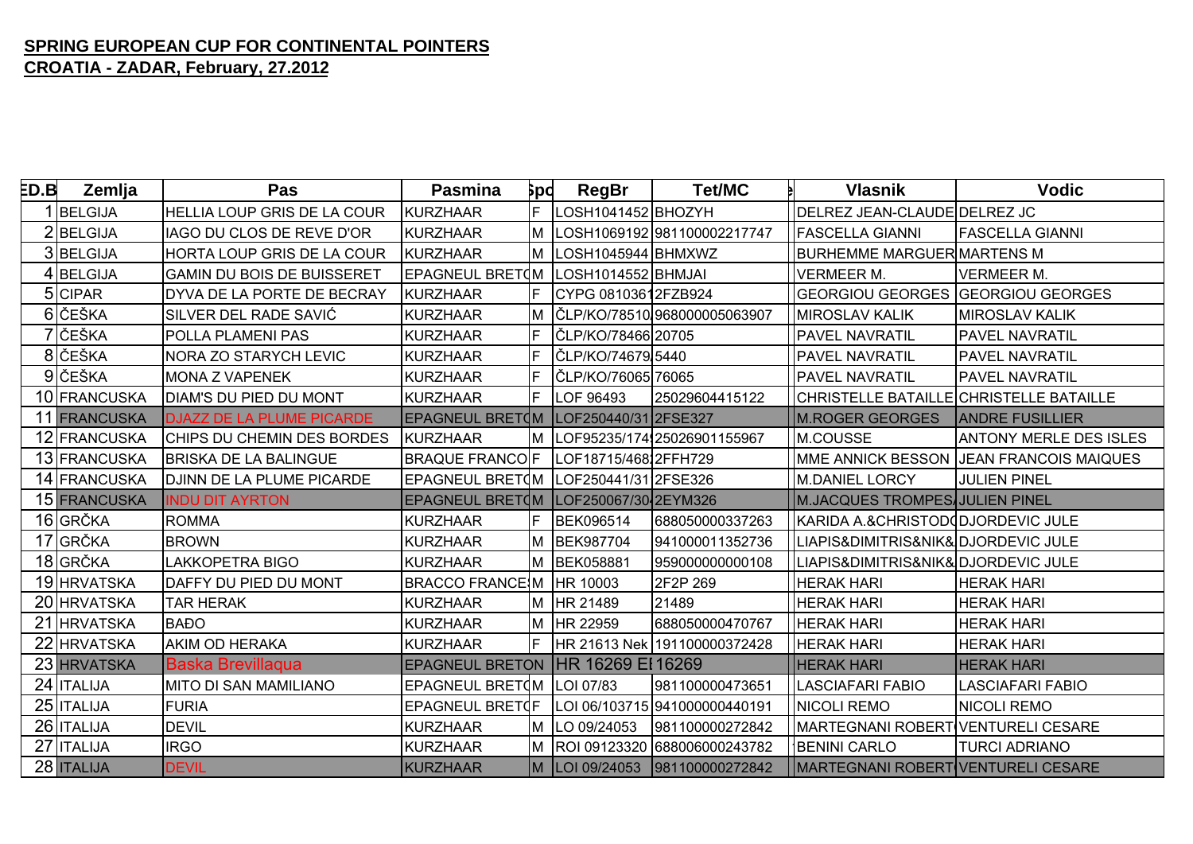**SPRING EUROPEAN CUP FOR CONTINENTAL POINTERS**
**CROATIA - ZADAR, February, 27.2012**

| ED.B | Zemlja | Pas | Pasmina | Spol | RegBr | Tet/MC | Vlasnik | Vodic |
|---|---|---|---|---|---|---|---|---|
| 1 | BELGIJA | HELLIA LOUP GRIS DE LA COUR | KURZHAAR | F | LOSH1041452 | BHOZYH | DELREZ JEAN-CLAUDE | DELREZ JC |
| 2 | BELGIJA | IAGO DU CLOS DE REVE D'OR | KURZHAAR | M | LOSH1069192 | 981100002217747 | FASCELLA GIANNI | FASCELLA GIANNI |
| 3 | BELGIJA | HORTA LOUP GRIS DE LA COUR | KURZHAAR | M | LOSH1045944 | BHMXWZ | BURHEMME MARGUER | MARTENS M |
| 4 | BELGIJA | GAMIN DU BOIS DE BUISSERET | EPAGNEUL BRET | M | LOSH1014552 | BHMJAI | VERMEER M. | VERMEER M. |
| 5 | CIPAR | DYVA DE LA PORTE DE BECRAY | KURZHAAR | F | CYPG 08103612 | FZB924 | GEORGIOU GEORGES | GEORGIOU GEORGES |
| 6 | ČEŠKA | SILVER DEL RADE SAVIĆ | KURZHAAR | M | ČLP/KO/78510 | 968000005063907 | MIROSLAV KALIK | MIROSLAV KALIK |
| 7 | ČEŠKA | POLLA PLAMENI PAS | KURZHAAR | F | ČLP/KO/78466 | 20705 | PAVEL NAVRATIL | PAVEL NAVRATIL |
| 8 | ČEŠKA | NORA ZO STARYCH LEVIC | KURZHAAR | F | ČLP/KO/74679 | 5440 | PAVEL NAVRATIL | PAVEL NAVRATIL |
| 9 | ČEŠKA | MONA Z VAPENEK | KURZHAAR | F | ČLP/KO/76065 | 76065 | PAVEL NAVRATIL | PAVEL NAVRATIL |
| 10 | FRANCUSKA | DIAM'S DU PIED DU MONT | KURZHAAR | F | LOF 96493 | 25029604415122 | CHRISTELLE BATAILLE | CHRISTELLE BATAILLE |
| 11 | FRANCUSKA | DJAZZ DE LA PLUME PICARDE | EPAGNEUL BRET | M | LOF250440/31 | 2FSE327 | M.ROGER GEORGES | ANDRE FUSILLIER |
| 12 | FRANCUSKA | CHIPS DU CHEMIN DES BORDES | KURZHAAR | M | LOF95235/174 | 25026901155967 | M.COUSSE | ANTONY MERLE DES ISLES |
| 13 | FRANCUSKA | BRISKA DE LA BALINGUE | BRAQUE FRANCO | F | LOF18715/468 | 2FFH729 | MME ANNICK BESSON | JEAN FRANCOIS MAIQUES |
| 14 | FRANCUSKA | DJINN DE LA PLUME PICARDE | EPAGNEUL BRET | M | LOF250441/31 | 2FSE326 | M.DANIEL LORCY | JULIEN PINEL |
| 15 | FRANCUSKA | INDU DIT AYRTON | EPAGNEUL BRET | M | LOF250067/30 | 2EYM326 | M.JACQUES TROMPES | JULIEN PINEL |
| 16 | GRČKA | ROMMA | KURZHAAR | F | BEK096514 | 688050000337263 | KARIDA A.&CHRISTOD | DJORDEVIC JULE |
| 17 | GRČKA | BROWN | KURZHAAR | M | BEK987704 | 941000011352736 | LIAPIS&DIMITRIS&NIK& | DJORDEVIC JULE |
| 18 | GRČKA | LAKKOPETRA BIGO | KURZHAAR | M | BEK058881 | 959000000000108 | LIAPIS&DIMITRIS&NIK& | DJORDEVIC JULE |
| 19 | HRVATSKA | DAFFY DU PIED DU MONT | BRACCO FRANCE | M | HR 10003 | 2F2P 269 | HERAK HARI | HERAK HARI |
| 20 | HRVATSKA | TAR HERAK | KURZHAAR | M | HR 21489 | 21489 | HERAK HARI | HERAK HARI |
| 21 | HRVATSKA | BAĐO | KURZHAAR | M | HR 22959 | 688050000470767 | HERAK HARI | HERAK HARI |
| 22 | HRVATSKA | AKIM OD HERAKA | KURZHAAR | F | HR 21613 Nek | 191100000372428 | HERAK HARI | HERAK HARI |
| 23 | HRVATSKA | Baska Brevillaqua | EPAGNEUL BRETON | | HR 16269 E | 16269 | HERAK HARI | HERAK HARI |
| 24 | ITALIJA | MITO DI SAN MAMILIANO | EPAGNEUL BRET | M | LOI 07/83 | 981100000473651 | LASCIAFARI FABIO | LASCIAFARI FABIO |
| 25 | ITALIJA | FURIA | EPAGNEUL BRET | F | LOI 06/103715 | 941000000440191 | NICOLI REMO | NICOLI REMO |
| 26 | ITALIJA | DEVIL | KURZHAAR | M | LO 09/24053 | 981100000272842 | MARTEGNANI ROBERT | VENTURELI CESARE |
| 27 | ITALIJA | IRGO | KURZHAAR | M | ROI 09123320 | 688006000243782 | BENINI CARLO | TURCI ADRIANO |
| 28 | ITALIJA | DEVIL | KURZHAAR | M | LOI 09/24053 | 981100000272842 | MARTEGNANI ROBERT | VENTURELI CESARE |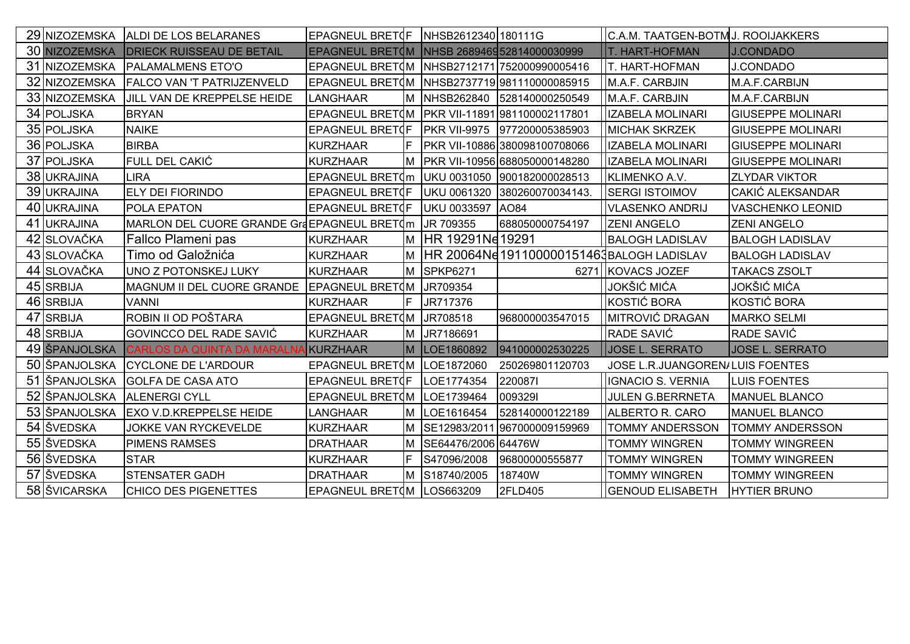| | | | | | | | | |
|---|---|---|---|---|---|---|---|---|
| 29 | NIZOZEMSKA | ALDI DE LOS BELARANES | EPAGNEUL BRETO | F | NHSB2612340 | 180111G | C.A.M. TAATGEN-BOTM | J. ROOIJAKKERS |
| 30 | NIZOZEMSKA | DRIECK RUISSEAU DE BETAIL | EPAGNEUL BRETO | M | NHSB 2689469 | 528140000030999 | T. HART-HOFMAN | J.CONDADO |
| 31 | NIZOZEMSKA | PALAMALMENS ETO'O | EPAGNEUL BRETO | M | NHSB2712171 | 752000990005416 | T. HART-HOFMAN | J.CONDADO |
| 32 | NIZOZEMSKA | FALCO VAN 'T PATRIJZENVELD | EPAGNEUL BRETO | M | NHSB2737719 | 981110000085915 | M.A.F. CARBJIN | M.A.F.CARBIJN |
| 33 | NIZOZEMSKA | JILL VAN DE KREPPELSE HEIDE | LANGHAAR | M | NHSB262840 | 528140000250549 | M.A.F. CARBJIN | M.A.F.CARBIJN |
| 34 | POLJSKA | BRYAN | EPAGNEUL BRETO | M | PKR VII-11891 | 981100002117801 | IZABELA MOLINARI | GIUSEPPE MOLINARI |
| 35 | POLJSKA | NAIKE | EPAGNEUL BRETO | F | PKR VII-9975 | 977200005385903 | MICHAK SKRZEK | GIUSEPPE MOLINARI |
| 36 | POLJSKA | BIRBA | KURZHAAR | F | PKR VII-10886 | 380098100708066 | IZABELA MOLINARI | GIUSEPPE MOLINARI |
| 37 | POLJSKA | FULL DEL CAKIĆ | KURZHAAR | M | PKR VII-10956 | 688050000148280 | IZABELA MOLINARI | GIUSEPPE MOLINARI |
| 38 | UKRAJINA | LIRA | EPAGNEUL BRETO | m | UKU 0031050 | 900182000028513 | KLIMENKO A.V. | ZLYDAR VIKTOR |
| 39 | UKRAJINA | ELY DEI FIORINDO | EPAGNEUL BRETO | F | UKU 0061320 | 380260070034143. | SERGI ISTOIMOV | CAKIĆ ALEKSANDAR |
| 40 | UKRAJINA | POLA EPATON | EPAGNEUL BRETO | F | UKU 0033597 | AO84 | VLASENKO ANDRIJ | VASCHENKO LEONID |
| 41 | UKRAJINA | MARLON DEL CUORE GRANDE Gra | EPAGNEUL BRETO | m | JR 709355 | 688050000754197 | ZENI ANGELO | ZENI ANGELO |
| 42 | SLOVAČKA | Fallco Plameni pas | KURZHAAR | M | HR 19291Ne | 19291 | BALOGH LADISLAV | BALOGH LADISLAV |
| 43 | SLOVAČKA | Timo od Galožnića | KURZHAAR | M | HR 20064Ne | 191100000151463 | BALOGH LADISLAV | BALOGH LADISLAV |
| 44 | SLOVAČKA | UNO Z POTONSKEJ LUKY | KURZHAAR | M | SPKP6271 | 6271 | KOVACS JOZEF | TAKACS ZSOLT |
| 45 | SRBIJA | MAGNUM II DEL CUORE GRANDE | EPAGNEUL BRETO | M | JR709354 | | JOKŠIĆ MIĆA | JOKŠIĆ MIĆA |
| 46 | SRBIJA | VANNI | KURZHAAR | F | JR717376 | | KOSTIĆ BORA | KOSTIĆ BORA |
| 47 | SRBIJA | ROBIN II OD POŠTARA | EPAGNEUL BRETO | M | JR708518 | 968000003547015 | MITROVIĆ DRAGAN | MARKO SELMI |
| 48 | SRBIJA | GOVINCCO DEL RADE SAVIĆ | KURZHAAR | M | JR7186691 | | RADE SAVIĆ | RADE SAVIĆ |
| 49 | ŠPANJOLSKA | CARLOS DA QUINTA DA MARALNA | KURZHAAR | M | LOE1860892 | 941000002530225 | JOSE L. SERRATO | JOSE L. SERRATO |
| 50 | ŠPANJOLSKA | CYCLONE DE L'ARDOUR | EPAGNEUL BRETO | M | LOE1872060 | 250269801120703 | JOSE L.R.JUANGOREN/ | LUIS FOENTES |
| 51 | ŠPANJOLSKA | GOLFA DE CASA ATO | EPAGNEUL BRETO | F | LOE1774354 | 220087I | IGNACIO S. VERNIA | LUIS FOENTES |
| 52 | ŠPANJOLSKA | ALENERGI CYLL | EPAGNEUL BRETO | M | LOE1739464 | 009329I | JULEN G.BERRNETA | MANUEL BLANCO |
| 53 | ŠPANJOLSKA | EXO V.D.KREPPELSE HEIDE | LANGHAAR | M | LOE1616454 | 528140000122189 | ALBERTO R. CARO | MANUEL BLANCO |
| 54 | ŠVEDSKA | JOKKE VAN RYCKEVELDE | KURZHAAR | M | SE12983/2011 | 967000009159969 | TOMMY ANDERSSON | TOMMY ANDERSSON |
| 55 | ŠVEDSKA | PIMENS RAMSES | DRATHAAR | M | SE64476/2006 | 64476W | TOMMY WINGREN | TOMMY WINGREEN |
| 56 | ŠVEDSKA | STAR | KURZHAAR | F | S47096/2008 | 96800000555877 | TOMMY WINGREN | TOMMY WINGREEN |
| 57 | ŠVEDSKA | STENSATER GADH | DRATHAAR | M | S18740/2005 | 18740W | TOMMY WINGREN | TOMMY WINGREEN |
| 58 | ŠVICARSKA | CHICO DES PIGENETTES | EPAGNEUL BRETO | M | LOS663209 | 2FLD405 | GENOUD ELISABETH | HYTIER BRUNO |